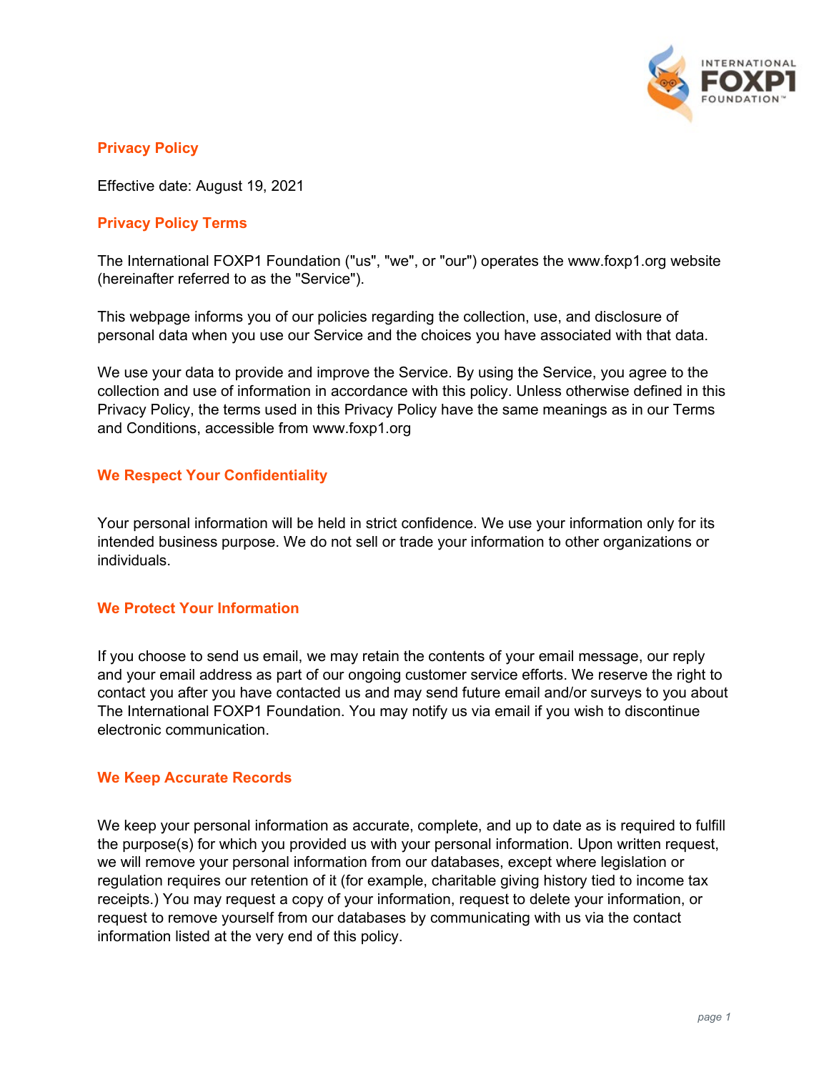# Privacy Policy

Effective date: August 19, 2021

## Privacy Policy Terms

The International FOXP1 Foundation ("us", "we", or "our") operates the www.foxp1.org website (hereinafter referred to as the "Service").

This webpage informs you of our policies regarding the collection, use, and disclosure of personal data when you use our Service and the choices you have associated with that data.

We use your data to provide and improve the Service. By using the Service, you agree to the collection and use of information in accordance with this policy. Unless otherwise defined in this Privacy Policy, the terms used in this Privacy Policy have the same meanings as in our Terms and Conditions, accessible from www.foxp1.org

## We Respect Your Confidentiality

Your personal information will be held in strict confidence. We use your information only for its intended business purpose. We do not sell or trade your information to other organizations or individuals.

## We Protect Your Information

If you choose to send us email, we may retain the contents of your email message, our reply and your email address as part of our ongoing customer service efforts. We reserve the right to contact you after you have contacted us and may send future email and/or surveys to you about The International FOXP1 Foundation. You may notify us via email if you wish to discontinue electronic communication.

## We Keep Accurate Records

We keep your personal information as accurate, complete, and up to date as is required to fulfill the purpose(s) for which you provided us with your personal information. Upon written request, we will remove your personal information from our databases, except where legislation or regulation requires our retention of it (for example, charitable giving history tied to income tax receipts.) You may request a copy of your information, request to delete your information, or request to remove yourself from our databases by communicating with us via the contact information listed at the very end of this policy.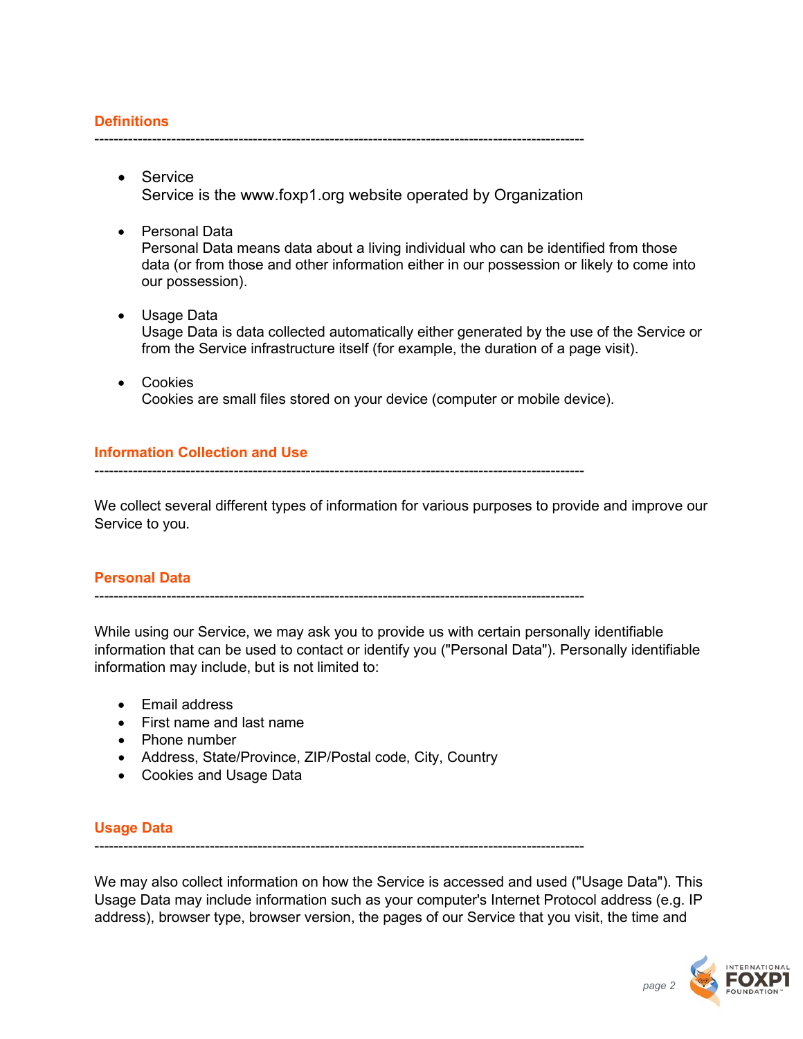## Definitions

---

- Service
  Service is the www.foxp1.org website operated by Organization

- Personal Data
  Personal Data means data about a living individual who can be identified from those data (or from those and other information either in our possession or likely to come into our possession).

- Usage Data
  Usage Data is data collected automatically either generated by the use of the Service or from the Service infrastructure itself (for example, the duration of a page visit).

- Cookies
  Cookies are small files stored on your device (computer or mobile device).

## Information Collection and Use

---

We collect several different types of information for various purposes to provide and improve our Service to you.

## Personal Data

---

While using our Service, we may ask you to provide us with certain personally identifiable information that can be used to contact or identify you ("Personal Data"). Personally identifiable information may include, but is not limited to:

- Email address
- First name and last name
- Phone number
- Address, State/Province, ZIP/Postal code, City, Country
- Cookies and Usage Data

## Usage Data

---

We may also collect information on how the Service is accessed and used ("Usage Data"). This Usage Data may include information such as your computer's Internet Protocol address (e.g. IP address), browser type, browser version, the pages of our Service that you visit, the time and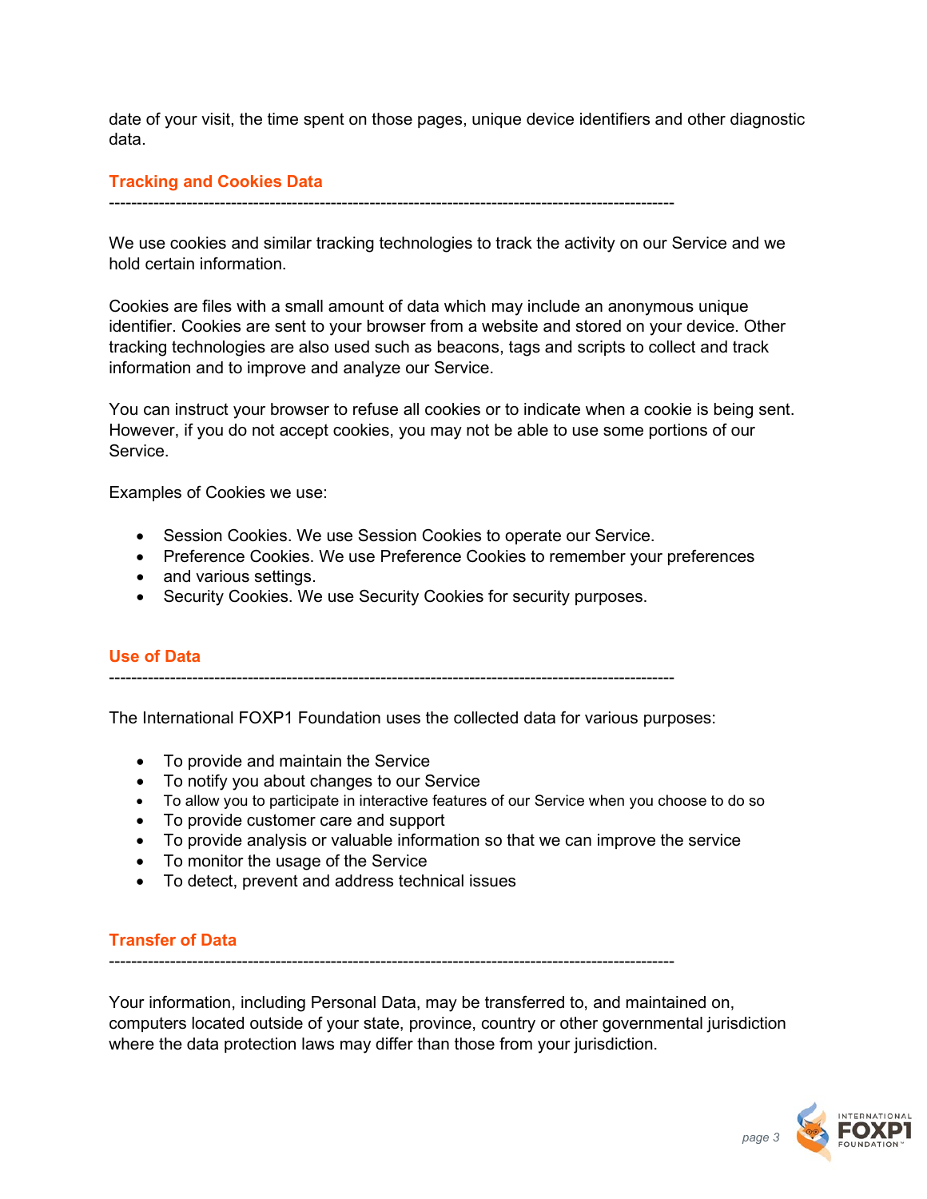date of your visit, the time spent on those pages, unique device identifiers and other diagnostic data.

### Tracking and Cookies Data

----------------------------------------------------------------------------------------------------

We use cookies and similar tracking technologies to track the activity on our Service and we hold certain information.

Cookies are files with a small amount of data which may include an anonymous unique identifier. Cookies are sent to your browser from a website and stored on your device. Other tracking technologies are also used such as beacons, tags and scripts to collect and track information and to improve and analyze our Service.

You can instruct your browser to refuse all cookies or to indicate when a cookie is being sent. However, if you do not accept cookies, you may not be able to use some portions of our Service.

Examples of Cookies we use:

- Session Cookies. We use Session Cookies to operate our Service.
- Preference Cookies. We use Preference Cookies to remember your preferences
- and various settings.
- Security Cookies. We use Security Cookies for security purposes.

### Use of Data

----------------------------------------------------------------------------------------------------

The International FOXP1 Foundation uses the collected data for various purposes:

- To provide and maintain the Service
- To notify you about changes to our Service
- To allow you to participate in interactive features of our Service when you choose to do so
- To provide customer care and support
- To provide analysis or valuable information so that we can improve the service
- To monitor the usage of the Service
- To detect, prevent and address technical issues

### Transfer of Data

----------------------------------------------------------------------------------------------------

Your information, including Personal Data, may be transferred to, and maintained on, computers located outside of your state, province, country or other governmental jurisdiction where the data protection laws may differ than those from your jurisdiction.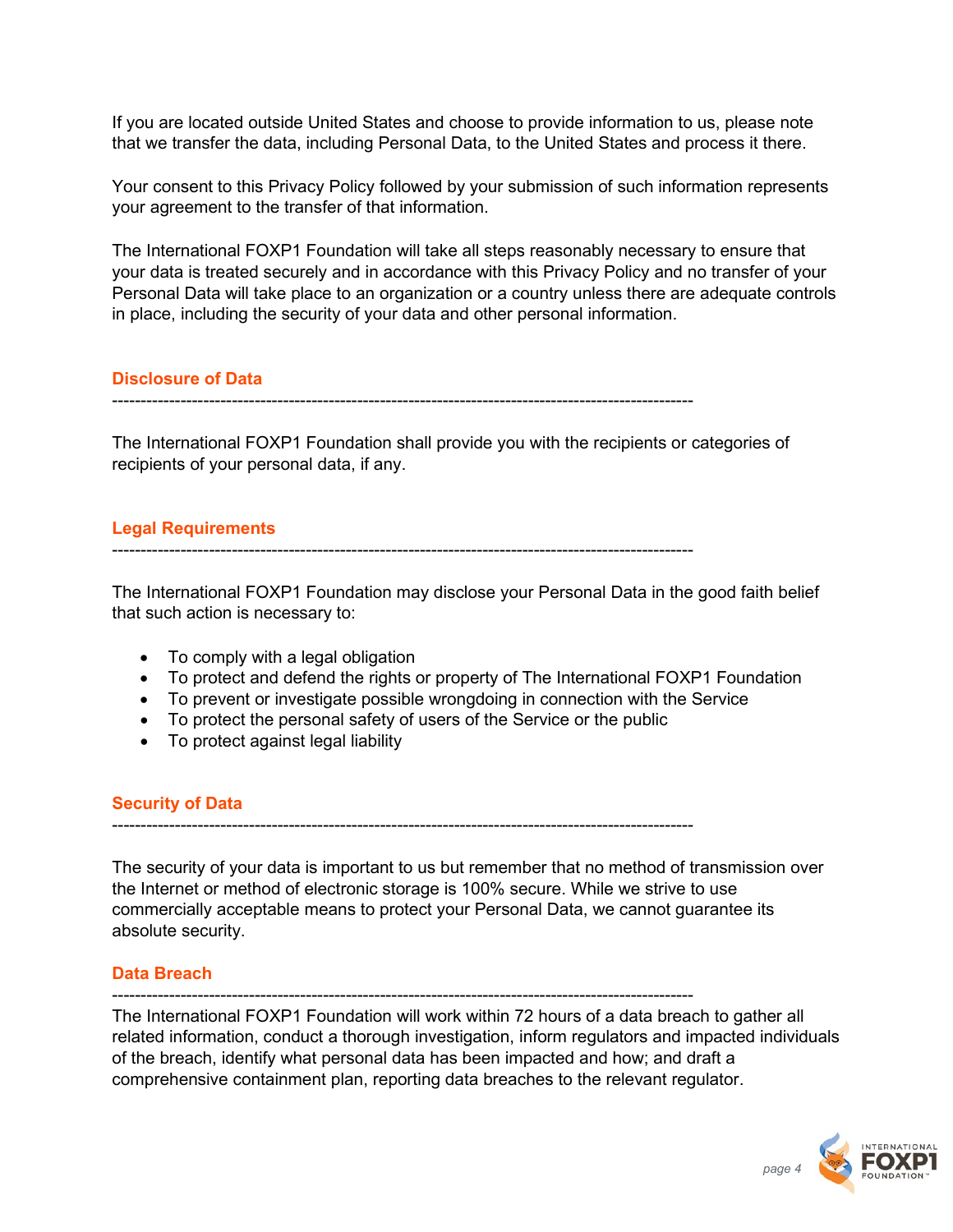If you are located outside United States and choose to provide information to us, please note that we transfer the data, including Personal Data, to the United States and process it there.

Your consent to this Privacy Policy followed by your submission of such information represents your agreement to the transfer of that information.

The International FOXP1 Foundation will take all steps reasonably necessary to ensure that your data is treated securely and in accordance with this Privacy Policy and no transfer of your Personal Data will take place to an organization or a country unless there are adequate controls in place, including the security of your data and other personal information.

## Disclosure of Data

---

The International FOXP1 Foundation shall provide you with the recipients or categories of recipients of your personal data, if any.

## Legal Requirements

---

The International FOXP1 Foundation may disclose your Personal Data in the good faith belief that such action is necessary to:

- To comply with a legal obligation
- To protect and defend the rights or property of The International FOXP1 Foundation
- To prevent or investigate possible wrongdoing in connection with the Service
- To protect the personal safety of users of the Service or the public
- To protect against legal liability

## Security of Data

---

The security of your data is important to us but remember that no method of transmission over the Internet or method of electronic storage is 100% secure. While we strive to use commercially acceptable means to protect your Personal Data, we cannot guarantee its absolute security.

## Data Breach

---

The International FOXP1 Foundation will work within 72 hours of a data breach to gather all related information, conduct a thorough investigation, inform regulators and impacted individuals of the breach, identify what personal data has been impacted and how; and draft a comprehensive containment plan, reporting data breaches to the relevant regulator.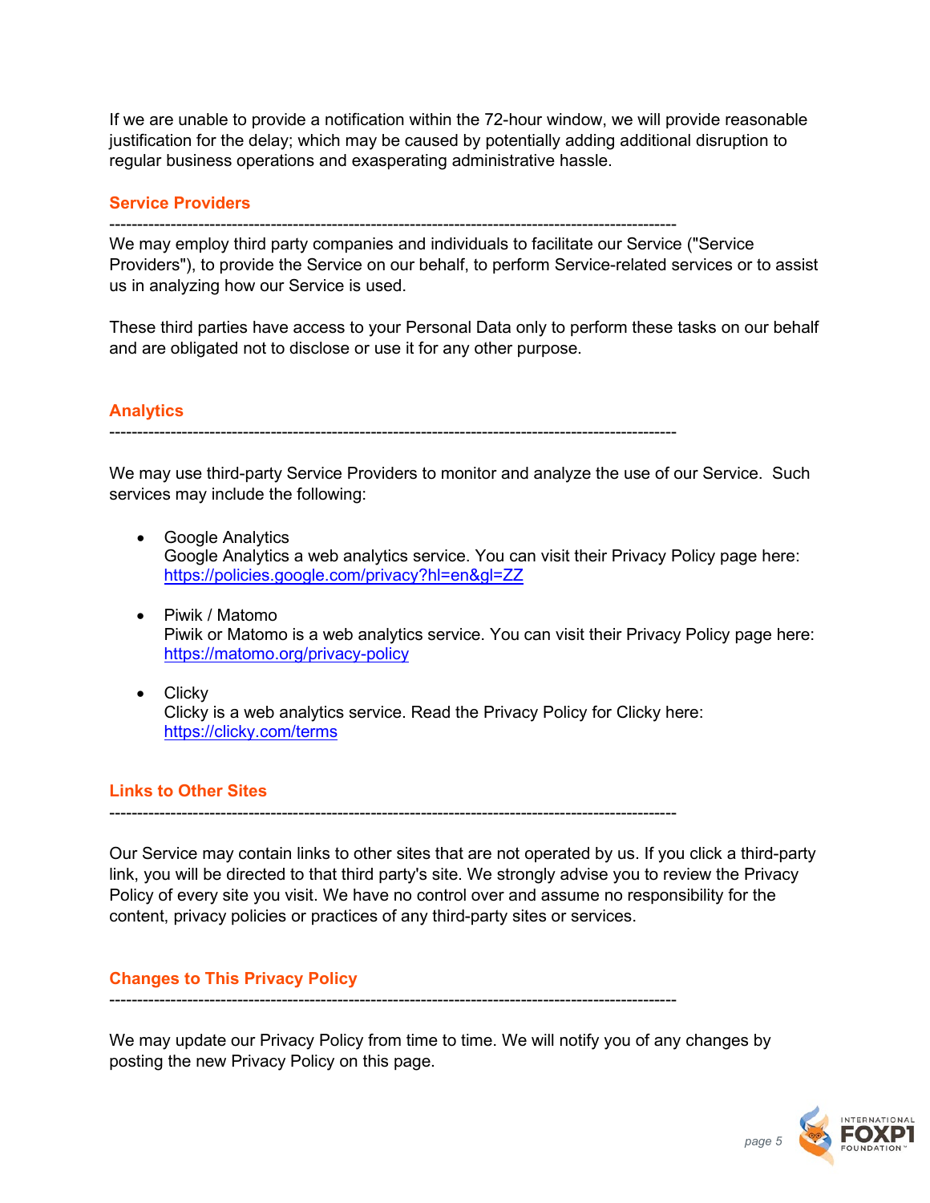If we are unable to provide a notification within the 72-hour window, we will provide reasonable justification for the delay; which may be caused by potentially adding additional disruption to regular business operations and exasperating administrative hassle.

## Service Providers

---

We may employ third party companies and individuals to facilitate our Service ("Service Providers"), to provide the Service on our behalf, to perform Service-related services or to assist us in analyzing how our Service is used.

These third parties have access to your Personal Data only to perform these tasks on our behalf and are obligated not to disclose or use it for any other purpose.

## Analytics

---

We may use third-party Service Providers to monitor and analyze the use of our Service. Such services may include the following:

- Google Analytics
  Google Analytics a web analytics service. You can visit their Privacy Policy page here: https://policies.google.com/privacy?hl=en&gl=ZZ

- Piwik / Matomo
  Piwik or Matomo is a web analytics service. You can visit their Privacy Policy page here: https://matomo.org/privacy-policy

- Clicky
  Clicky is a web analytics service. Read the Privacy Policy for Clicky here: https://clicky.com/terms

## Links to Other Sites

---

Our Service may contain links to other sites that are not operated by us. If you click a third-party link, you will be directed to that third party's site. We strongly advise you to review the Privacy Policy of every site you visit. We have no control over and assume no responsibility for the content, privacy policies or practices of any third-party sites or services.

## Changes to This Privacy Policy

---

We may update our Privacy Policy from time to time. We will notify you of any changes by posting the new Privacy Policy on this page.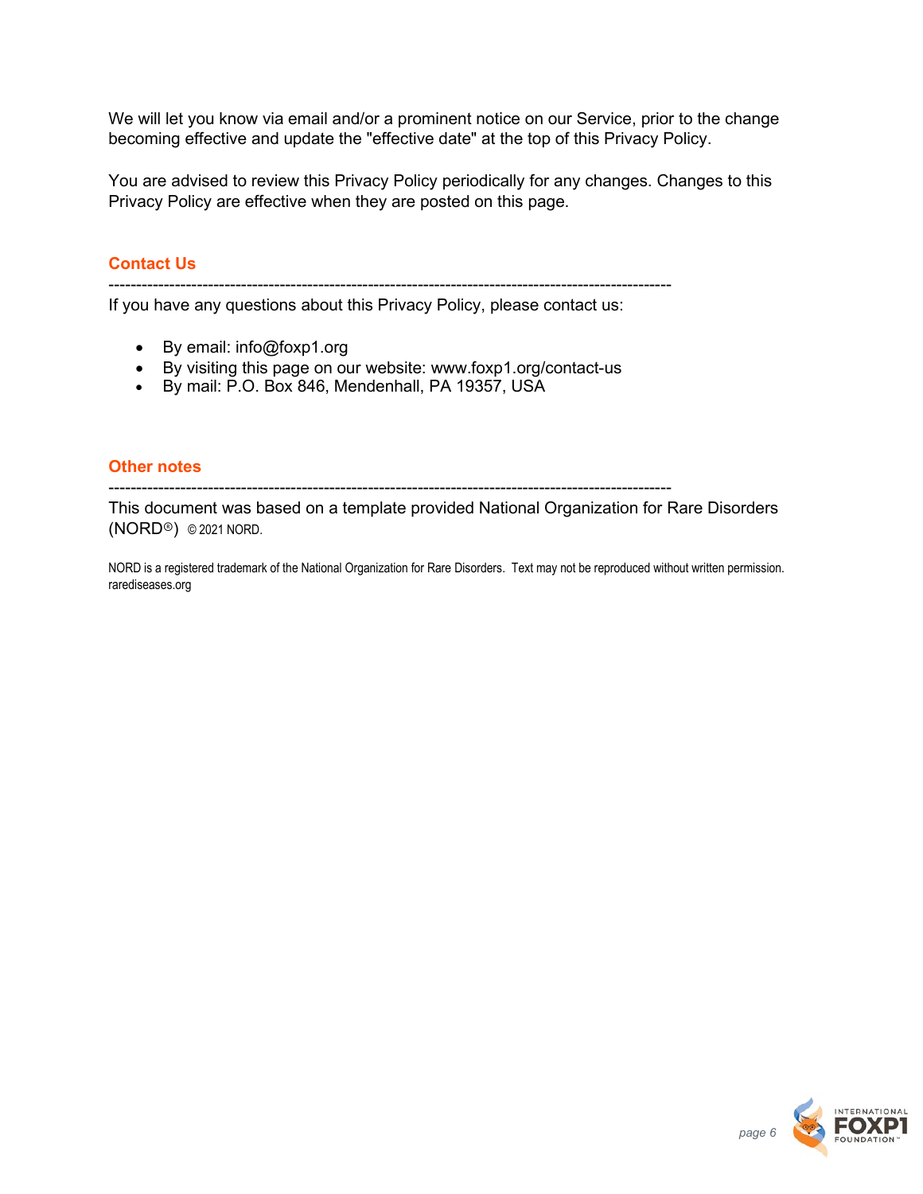We will let you know via email and/or a prominent notice on our Service, prior to the change becoming effective and update the "effective date" at the top of this Privacy Policy.

You are advised to review this Privacy Policy periodically for any changes. Changes to this Privacy Policy are effective when they are posted on this page.

## Contact Us

---

If you have any questions about this Privacy Policy, please contact us:

- By email: info@foxp1.org
- By visiting this page on our website: www.foxp1.org/contact-us
- By mail: P.O. Box 846, Mendenhall, PA 19357, USA

## Other notes

---

This document was based on a template provided National Organization for Rare Disorders (NORD®) © 2021 NORD.

NORD is a registered trademark of the National Organization for Rare Disorders. Text may not be reproduced without written permission. rarediseases.org